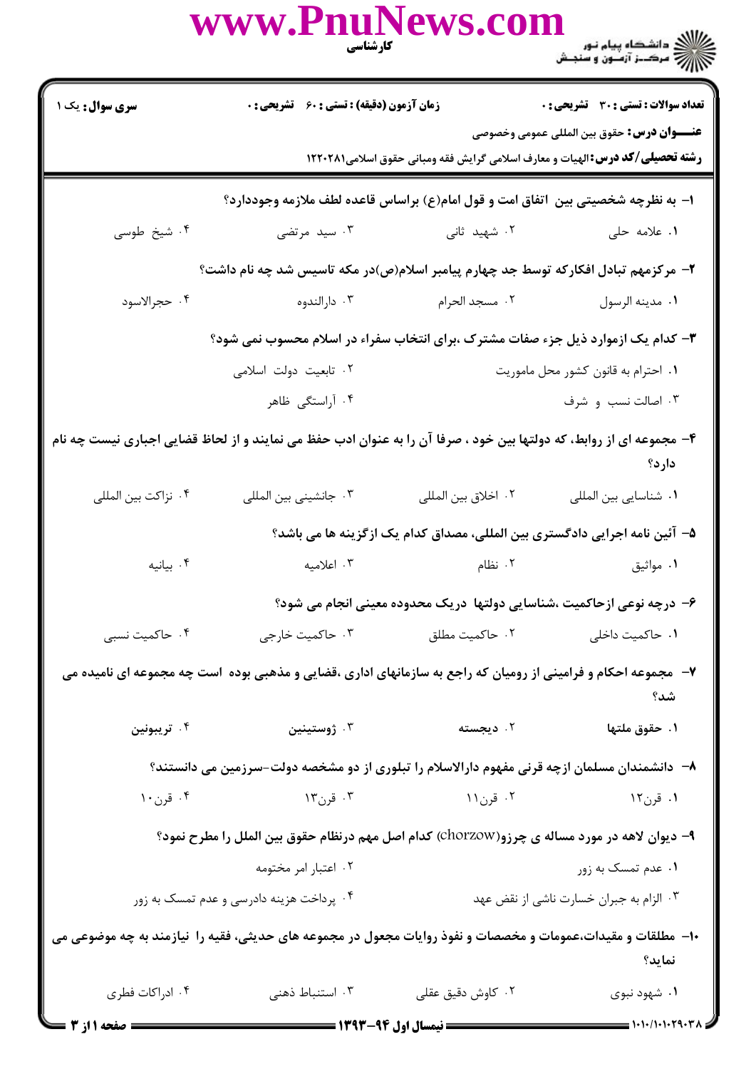**سری سوال:** یک ۱ | **زمان آزمون (دقیقه) : تستی : ۶۰ تشریحی : ۰** | **تعداد سوالات : تستی : ۳۰ تشریحی : ۰**

**عنـــوان درس:** حقوق بین المللی عمومی وخصوصی

**رشته تحصیلی/کد درس:** الهیات و معارف اسلامی گرایش فقه ومبانی حقوق اسلامی۱۲۲۰۲۸۱

۱- به نظرچه شخصیتی بین اتفاق امت و قول امام(ع) براساس قاعده لطف ملازمه وجوددارد؟

۱. علامه حلی ۲. شهید ثانی ۳. سید مرتضی ۴. شیخ طوسی

۲- مرکزمهم تبادل افکارکه توسط جد چهارم پیامبر اسلام(ص)در مکه تاسیس شد چه نام داشت؟

۱. مدینه الرسول ۲. مسجد الحرام ۳. دارالندوه ۴. حجرالاسود

۳- کدام یک ازموارد ذیل جزء صفات مشترک ،برای انتخاب سفراء در اسلام محسوب نمی شود؟

۱. احترام به قانون کشور محل ماموریت ۲. تابعیت دولت اسلامی

۳. اصالت نسب و شرف ۴. آراستگی ظاهر

۴- مجموعه ای از روابط، که دولتها بین خود ، صرفا آن را به عنوان ادب حفظ می نمایند و از لحاظ قضایی اجباری نیست چه نام دارد؟

۱. شناسایی بین المللی ۲. اخلاق بین المللی ۳. جانشینی بین المللی ۴. نزاکت بین المللی

۵- آئین نامه اجرایی دادگستری بین المللی، مصداق کدام یک ازگزینه ها می باشد؟

۱. مواثیق ۲. نظام ۳. اعلامیه ۴. بیانیه

۶- درچه نوعی ازحاکمیت ،شناسایی دولتها دریک محدوده معینی انجام می شود؟

۱. حاکمیت داخلی ۲. حاکمیت مطلق ۳. حاکمیت خارجی ۴. حاکمیت نسبی

۷- مجموعه احکام و فرامینی از رومیان که راجع به سازمانهای اداری ،قضایی و مذهبی بوده است چه مجموعه ای نامیده می شد؟

۱. حقوق ملتها ۲. دیجسته ۳. ژوستینین ۴. تریبونین

۸- دانشمندان مسلمان ازچه قرنی مفهوم دارالاسلام را تبلوری از دو مشخصه دولت-سرزمین می دانستند؟

۱. قرن۱۲ ۲. قرن۱۱ ۳. قرن۱۳ ۴. قرن۱۰

۹- دیوان لاهه در مورد مساله ی چرزو(chorzow) کدام اصل مهم درنظام حقوق بین الملل را مطرح نمود؟

۱. عدم تمسک به زور ۲. اعتبار امر مختومه

۳. الزام به جبران خسارت ناشی از نقض عهد ۴. پرداخت هزینه دادرسی و عدم تمسک به زور

۱۰- مطلقات و مقیدات،عمومات و مخصصات و نفوذ روایات مجعول در مجموعه های حدیثی، فقیه را نیازمند به چه موضوعی می نماید؟

۱. شهود نبوی ۲. کاوش دقیق عقلی ۳. استنباط ذهنی ۴. ادراکات فطری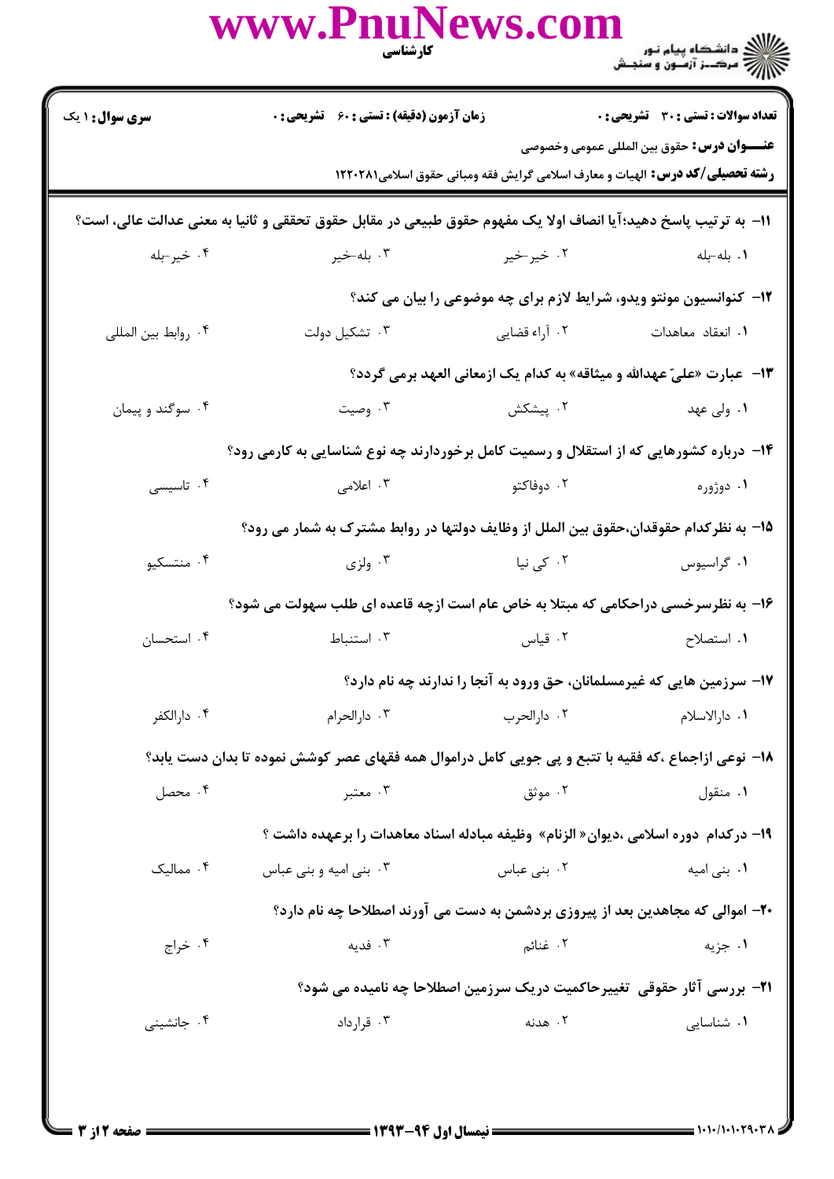**سری سوال:** ۱ یک

**زمان آزمون (دقیقه) : تستی : ۶۰ تشریحی : ۰**

**تعداد سوالات : تستی : ۳۰ تشریحی : ۰**

**عنـــوان درس:** حقوق بین المللی عمومی وخصوصی

**رشته تحصیلی/کد درس:** الهیات و معارف اسلامی گرایش فقه ومبانی حقوق اسلامی۱۲۲۰۲۸۱

**۱۱- به ترتیب پاسخ دهید؛آیا انصاف اولا یک مفهوم حقوق طبیعی در مقابل حقوق تحققی و ثانیا به معنی عدالت عالی، است؟**

۱. بله-بله
۲. خیر-خیر
۳. بله-خیر
۴. خیر-بله

**۱۲- کنوانسیون مونتو ویدو، شرایط لازم برای چه موضوعی را بیان می کند؟**

۱. انعقاد معاهدات
۲. آراء قضایی
۳. تشکیل دولت
۴. روابط بین المللی

**۱۳- عبارت «علیّ عهدالله و میثاقه» به کدام یک ازمعانی العهد برمی گردد؟**

۱. ولی عهد
۲. پیشکش
۳. وصیت
۴. سوگند و پیمان

**۱۴- درباره کشورهایی که از استقلال و رسمیت کامل برخوردارند چه نوع شناسایی به کارمی رود؟**

۱. دوژوره
۲. دوفاکتو
۳. اعلامی
۴. تاسیسی

**۱۵- به نظرکدام حقوقدان،حقوق بین الملل از وظایف دولتها در روابط مشترک به شمار می رود؟**

۱. گراسیوس
۲. کی نیا
۳. ولزی
۴. منتسکیو

**۱۶- به نظرسرخسی دراحکامی که مبتلا به خاص عام است ازچه قاعده ای طلب سهولت می شود؟**

۱. استصلاح
۲. قیاس
۳. استنباط
۴. استحسان

**۱۷- سرزمین هایی که غیرمسلمانان، حق ورود به آنجا را ندارند چه نام دارد؟**

۱. دارالاسلام
۲. دارالحرب
۳. دارالحرام
۴. دارالکفر

**۱۸- نوعی ازاجماع ،که فقیه با تتبع و پی جویی کامل دراموال همه فقهای عصر کوشش نموده تا بدان دست یابد؟**

۱. منقول
۲. موثق
۳. معتبر
۴. محصل

**۱۹- درکدام دوره اسلامی ،دیوان« الزنام» وظیفه مبادله اسناد معاهدات را برعهده داشت ؟**

۱. بنی امیه
۲. بنی عباس
۳. بنی امیه و بنی عباس
۴. ممالیک

**۲۰- اموالی که مجاهدین بعد از پیروزی بردشمن به دست می آورند اصطلاحا چه نام دارد؟**

۱. جزیه
۲. غنائم
۳. فدیه
۴. خراج

**۲۱- بررسی آثار حقوقی تغییرحاکمیت دریک سرزمین اصطلاحا چه نامیده می شود؟**

۱. شناسایی
۲. هدنه
۳. قرارداد
۴. جانشینی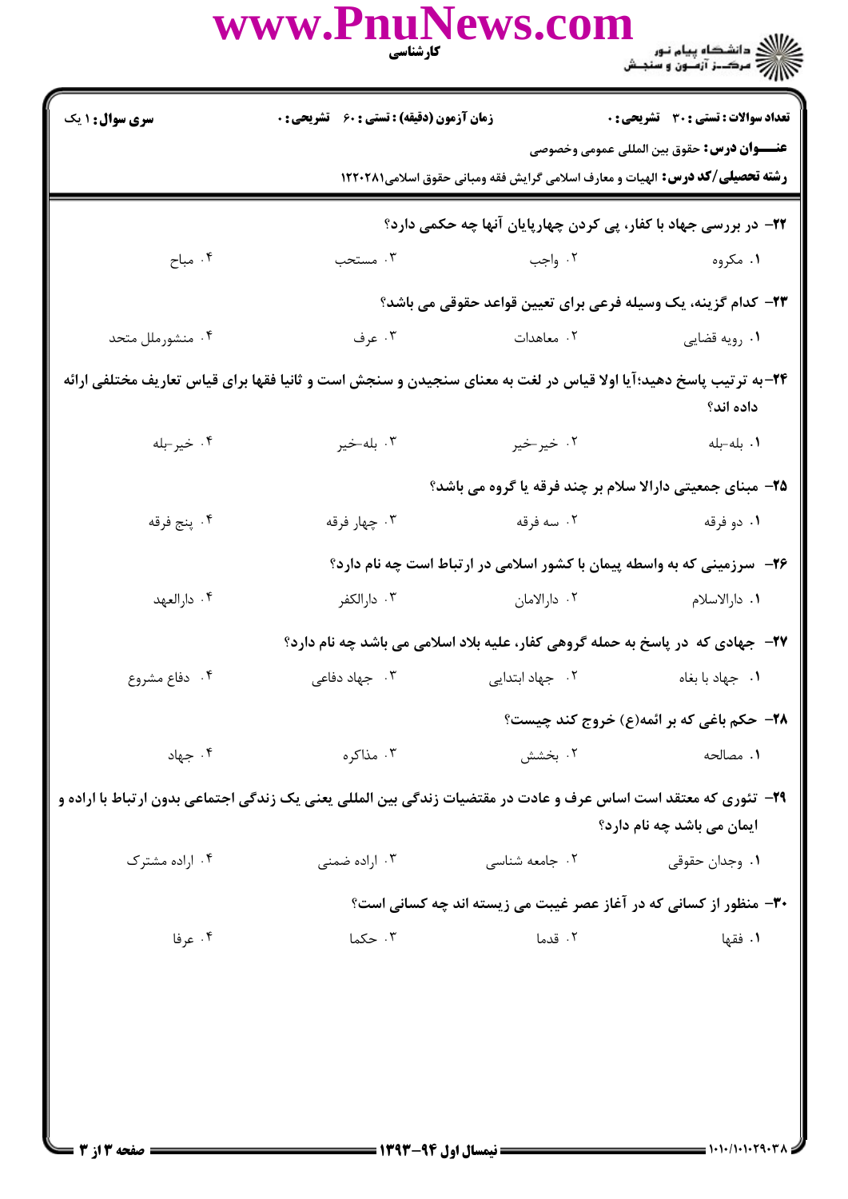**سری سؤال:** ۱ یک | **زمان آزمون (دقیقه) : تستی :** ۶۰ **تشریحی :** ۰ | **تعداد سوالات : تستی :** ۳۰ **تشریحی :** ۰

**عنـــوان درس:** حقوق بین المللی عمومی وخصوصی

**رشته تحصیلی/کد درس:** الهیات و معارف اسلامی گرایش فقه ومبانی حقوق اسلامی۱۲۲۰۲۸۱

۲۲- در بررسی جهاد با کفار، پی کردن چهارپایان آنها چه حکمی دارد؟

۱. مکروه ۲. واجب ۳. مستحب ۴. مباح

۲۳- کدام گزینه، یک وسیله فرعی برای تعیین قواعد حقوقی می باشد؟

۱. رویه قضایی ۲. معاهدات ۳. عرف ۴. منشورملل متحد

۲۴-به ترتیب پاسخ دهید؛آیا اولا قیاس در لغت به معنای سنجیدن و سنجش است و ثانیا فقها برای قیاس تعاریف مختلفی ارائه داده اند؟

۱. بله-بله ۲. خیر-خیر ۳. بله-خیر ۴. خیر-بله

۲۵- مبنای جمعیتی دارالا سلام بر چند فرقه یا گروه می باشد؟

۱. دو فرقه ۲. سه فرقه ۳. چهار فرقه ۴. پنج فرقه

۲۶- سرزمینی که به واسطه پیمان با کشور اسلامی در ارتباط است چه نام دارد؟

۱. دارالاسلام ۲. دارالامان ۳. دارالکفر ۴. دارالعهد

۲۷- جهادی که در پاسخ به حمله گروهی کفار، علیه بلاد اسلامی می باشد چه نام دارد؟

۱. جهاد با بغاه ۲. جهاد ابتدایی ۳. جهاد دفاعی ۴. دفاع مشروع

۲۸- حکم باغی که بر ائمه(ع) خروج کند چیست؟

۱. مصالحه ۲. بخشش ۳. مذاکره ۴. جهاد

۲۹- تئوری که معتقد است اساس عرف و عادت در مقتضیات زندگی بین المللی یعنی یک زندگی اجتماعی بدون ارتباط با اراده و ایمان می باشد چه نام دارد؟

۱. وجدان حقوقی ۲. جامعه شناسی ۳. اراده ضمنی ۴. اراده مشترک

۳۰- منظور از کسانی که در آغاز عصر غیبت می زیسته اند چه کسانی است؟

۱. فقها ۲. قدما ۳. حکما ۴. عرفا